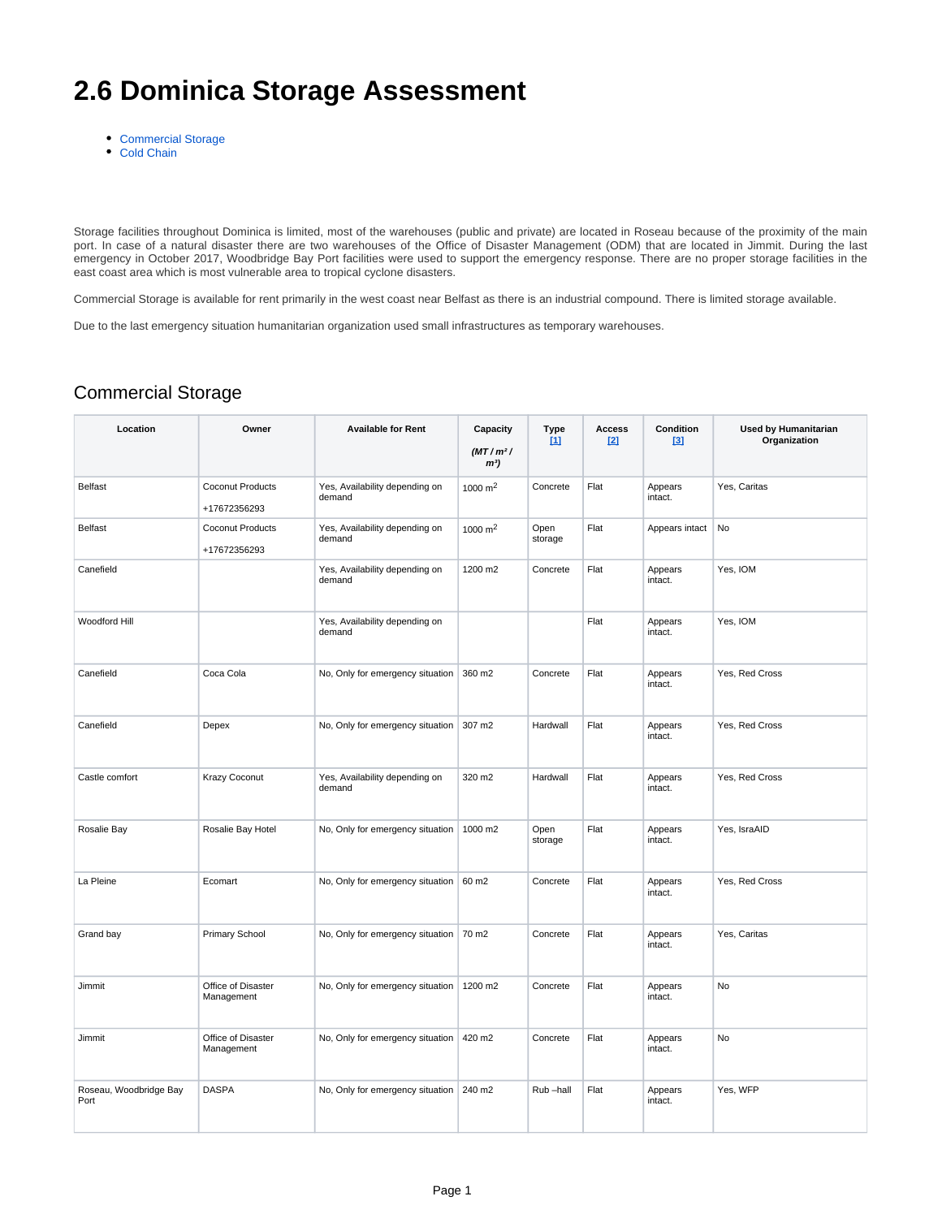# 2.6 Dominica Storage Assessment

- Commercial Storage
- Cold Chain

Storage facilities throughout Dominica is limited, most of the warehouses (public and private) are located in Roseau because of the proximity of the main port. In case of a natural disaster there are two warehouses of the Office of Disaster Management (ODM) that are located in Jimmit. During the last emergency in October 2017, Woodbridge Bay Port facilities were used to support the emergency response. There are no proper storage facilities in the east coast area which is most vulnerable area to tropical cyclone disasters.

Commercial Storage is available for rent primarily in the west coast near Belfast as there is an industrial compound. There is limited storage available.

Due to the last emergency situation humanitarian organization used small infrastructures as temporary warehouses.

## Commercial Storage

| Location | Owner | Available for Rent | Capacity *(MT / m² / m³)* | Type [1] | Access [2] | Condition [3] | Used by Humanitarian Organization |
|---|---|---|---|---|---|---|---|
| Belfast | Coconut Products +17672356293 | Yes, Availability depending on demand | 1000 $m^2$ | Concrete | Flat | Appears intact. | Yes, Caritas |
| Belfast | Coconut Products +17672356293 | Yes, Availability depending on demand | 1000 $m^2$ | Open storage | Flat | Appears intact | No |
| Canefield | | Yes, Availability depending on demand | 1200 m2 | Concrete | Flat | Appears intact. | Yes, IOM |
| Woodford Hill | | Yes, Availability depending on demand | | | Flat | Appears intact. | Yes, IOM |
| Canefield | Coca Cola | No, Only for emergency situation | 360 m2 | Concrete | Flat | Appears intact. | Yes, Red Cross |
| Canefield | Depex | No, Only for emergency situation | 307 m2 | Hardwall | Flat | Appears intact. | Yes, Red Cross |
| Castle comfort | Krazy Coconut | Yes, Availability depending on demand | 320 m2 | Hardwall | Flat | Appears intact. | Yes, Red Cross |
| Rosalie Bay | Rosalie Bay Hotel | No, Only for emergency situation | 1000 m2 | Open storage | Flat | Appears intact. | Yes, IsraAID |
| La Pleine | Ecomart | No, Only for emergency situation | 60 m2 | Concrete | Flat | Appears intact. | Yes, Red Cross |
| Grand bay | Primary School | No, Only for emergency situation | 70 m2 | Concrete | Flat | Appears intact. | Yes, Caritas |
| Jimmit | Office of Disaster Management | No, Only for emergency situation | 1200 m2 | Concrete | Flat | Appears intact. | No |
| Jimmit | Office of Disaster Management | No, Only for emergency situation | 420 m2 | Concrete | Flat | Appears intact. | No |
| Roseau, Woodbridge Bay Port | DASPA | No, Only for emergency situation | 240 m2 | Rub –hall | Flat | Appears intact. | Yes, WFP |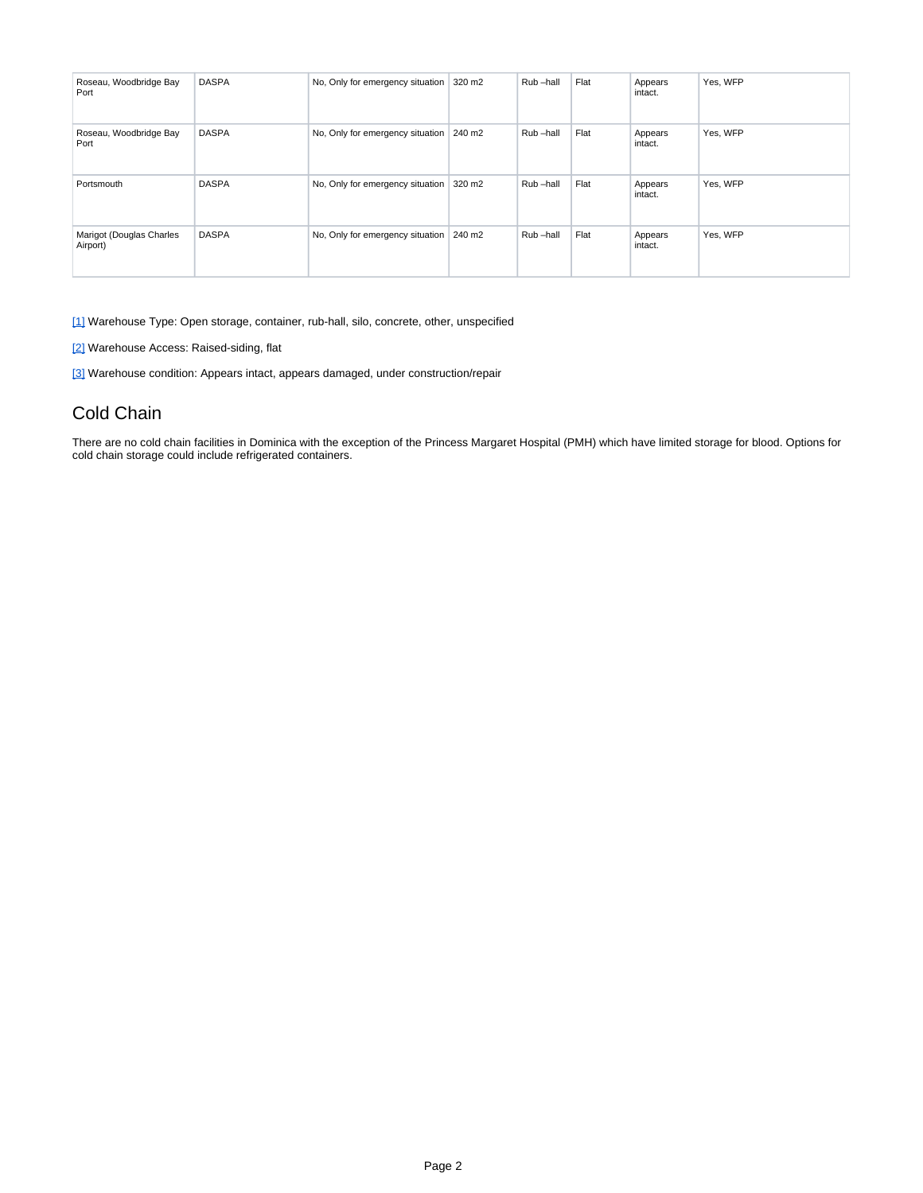| | | | | | | | |
|---|---|---|---|---|---|---|---|
| Roseau, Woodbridge Bay Port | DASPA | No, Only for emergency situation | 320 m2 | Rub –hall | Flat | Appears intact. | Yes, WFP |
| Roseau, Woodbridge Bay Port | DASPA | No, Only for emergency situation | 240 m2 | Rub –hall | Flat | Appears intact. | Yes, WFP |
| Portsmouth | DASPA | No, Only for emergency situation | 320 m2 | Rub –hall | Flat | Appears intact. | Yes, WFP |
| Marigot (Douglas Charles Airport) | DASPA | No, Only for emergency situation | 240 m2 | Rub –hall | Flat | Appears intact. | Yes, WFP |

[1] Warehouse Type: Open storage, container, rub-hall, silo, concrete, other, unspecified

[2] Warehouse Access: Raised-siding, flat

[3] Warehouse condition: Appears intact, appears damaged, under construction/repair

## Cold Chain

There are no cold chain facilities in Dominica with the exception of the Princess Margaret Hospital (PMH) which have limited storage for blood. Options for cold chain storage could include refrigerated containers.